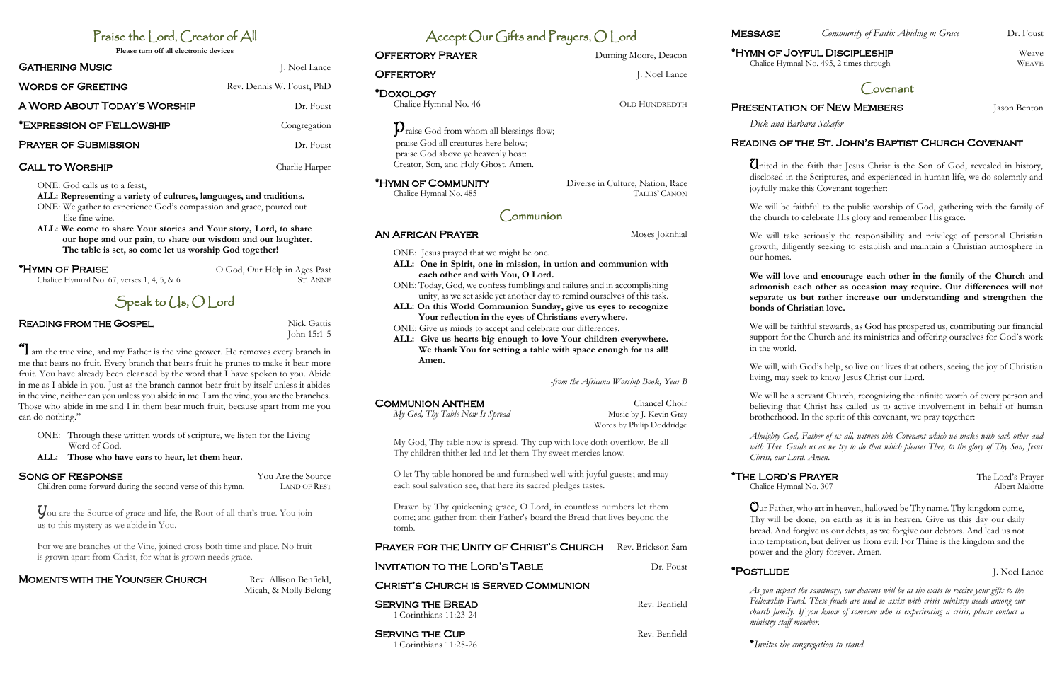# Praise the Lord, Creator of All

**Please turn off all electronic devices**

**Gathering Music** — J. Noel Lance

**Words of Greeting** — Rev. Dennis W. Foust, PhD

**A Word About Today's Worship** — Dr. Foust

***Expression of Fellowship** — Congregation

**Prayer of Submission** — Dr. Foust

**Call to Worship** — Charlie Harper

ONE: God calls us to a feast,
**ALL: Representing a variety of cultures, languages, and traditions.**
ONE: We gather to experience God's compassion and grace, poured out like fine wine.
**ALL: We come to share Your stories and Your story, Lord, to share our hope and our pain, to share our wisdom and our laughter. The table is set, so come let us worship God together!**

***Hymn of Praise** — O God, Our Help in Ages Past
Chalice Hymnal No. 67, verses 1, 4, 5, & 6 — St. Anne

# Speak to Us, O Lord

**Reading from the Gospel** — Nick Gattis
John 15:1-5

"I am the true vine, and my Father is the vine grower. He removes every branch in me that bears no fruit. Every branch that bears fruit he prunes to make it bear more fruit. You have already been cleansed by the word that I have spoken to you. Abide in me as I abide in you. Just as the branch cannot bear fruit by itself unless it abides in the vine, neither can you unless you abide in me. I am the vine, you are the branches. Those who abide in me and I in them bear much fruit, because apart from me you can do nothing."

ONE: Through these written words of scripture, we listen for the Living Word of God.
**ALL: Those who have ears to hear, let them hear.**

**Song of Response** — You Are the Source
Children come forward during the second verse of this hymn. — Land of Rest

You are the Source of grace and life, the Root of all that's true. You join us to this mystery as we abide in You.

For we are branches of the Vine, joined cross both time and place. No fruit is grown apart from Christ, for what is grown needs grace.

**Moments with the Younger Church** — Rev. Allison Benfield, Micah, & Molly Belong

# Accept Our Gifts and Prayers, O Lord

**Offertory Prayer** — Durning Moore, Deacon

**Offertory** — J. Noel Lance

***Doxology**
Chalice Hymnal No. 46 — Old Hundredth

Praise God from whom all blessings flow;
praise God all creatures here below;
praise God above ye heavenly host:
Creator, Son, and Holy Ghost. Amen.

***Hymn of Community** — Diverse in Culture, Nation, Race
Chalice Hymnal No. 485 — Tallis' Canon

# Communion

**An African Prayer** — Moses Joknhial

ONE: Jesus prayed that we might be one.
**ALL: One in Spirit, one in mission, in union and communion with each other and with You, O Lord.**
ONE: Today, God, we confess fumblings and failures and in accomplishing unity, as we set aside yet another day to remind ourselves of this task.
**ALL: On this World Communion Sunday, give us eyes to recognize Your reflection in the eyes of Christians everywhere.**
ONE: Give us minds to accept and celebrate our differences.
**ALL: Give us hearts big enough to love Your children everywhere. We thank You for setting a table with space enough for us all! Amen.**

*-from the Africana Worship Book, Year B*

**Communion Anthem** — Chancel Choir
*My God, Thy Table Now Is Spread* — Music by J. Kevin Gray, Words by Philip Doddridge

My God, Thy table now is spread. Thy cup with love doth overflow. Be all Thy children thither led and let them Thy sweet mercies know.

O let Thy table honored be and furnished well with joyful guests; and may each soul salvation see, that here its sacred pledges tastes.

Drawn by Thy quickening grace, O Lord, in countless numbers let them come; and gather from their Father's board the Bread that lives beyond the tomb.

**Prayer for the Unity of Christ's Church** — Rev. Brickson Sam

**Invitation to the Lord's Table** — Dr. Foust

**Christ's Church is Served Communion**

**Serving the Bread** — Rev. Benfield
1 Corinthians 11:23-24

**Serving the Cup** — Rev. Benfield
1 Corinthians 11:25-26

**Message** — *Community of Faith: Abiding in Grace* — Dr. Foust

***Hymn of Joyful Discipleship** — Weave
Chalice Hymnal No. 495, 2 times through — Weave

# Covenant

**Presentation of New Members** — Jason Benton
*Dick and Barbara Schafer*

**Reading of the St. John's Baptist Church Covenant**

United in the faith that Jesus Christ is the Son of God, revealed in history, disclosed in the Scriptures, and experienced in human life, we do solemnly and joyfully make this Covenant together:

We will be faithful to the public worship of God, gathering with the family of the church to celebrate His glory and remember His grace.

We will take seriously the responsibility and privilege of personal Christian growth, diligently seeking to establish and maintain a Christian atmosphere in our homes.

**We will love and encourage each other in the family of the Church and admonish each other as occasion may require. Our differences will not separate us but rather increase our understanding and strengthen the bonds of Christian love.**

We will be faithful stewards, as God has prospered us, contributing our financial support for the Church and its ministries and offering ourselves for God's work in the world.

We will, with God's help, so live our lives that others, seeing the joy of Christian living, may seek to know Jesus Christ our Lord.

We will be a servant Church, recognizing the infinite worth of every person and believing that Christ has called us to active involvement in behalf of human brotherhood. In the spirit of this covenant, we pray together:

*Almighty God, Father of us all, witness this Covenant which we make with each other and with Thee. Guide us as we try to do that which pleases Thee, to the glory of Thy Son, Jesus Christ, our Lord. Amen.*

***The Lord's Prayer** — The Lord's Prayer
Chalice Hymnal No. 307 — Albert Malotte

Our Father, who art in heaven, hallowed be Thy name. Thy kingdom come, Thy will be done, on earth as it is in heaven. Give us this day our daily bread. And forgive us our debts, as we forgive our debtors. And lead us not into temptation, but deliver us from evil: For Thine is the kingdom and the power and the glory forever. Amen.

***Postlude** — J. Noel Lance

*As you depart the sanctuary, our deacons will be at the exits to receive your gifts to the Fellowship Fund. These funds are used to assist with crisis ministry needs among our church family. If you know of someone who is experiencing a crisis, please contact a ministry staff member.*

**Invites the congregation to stand.*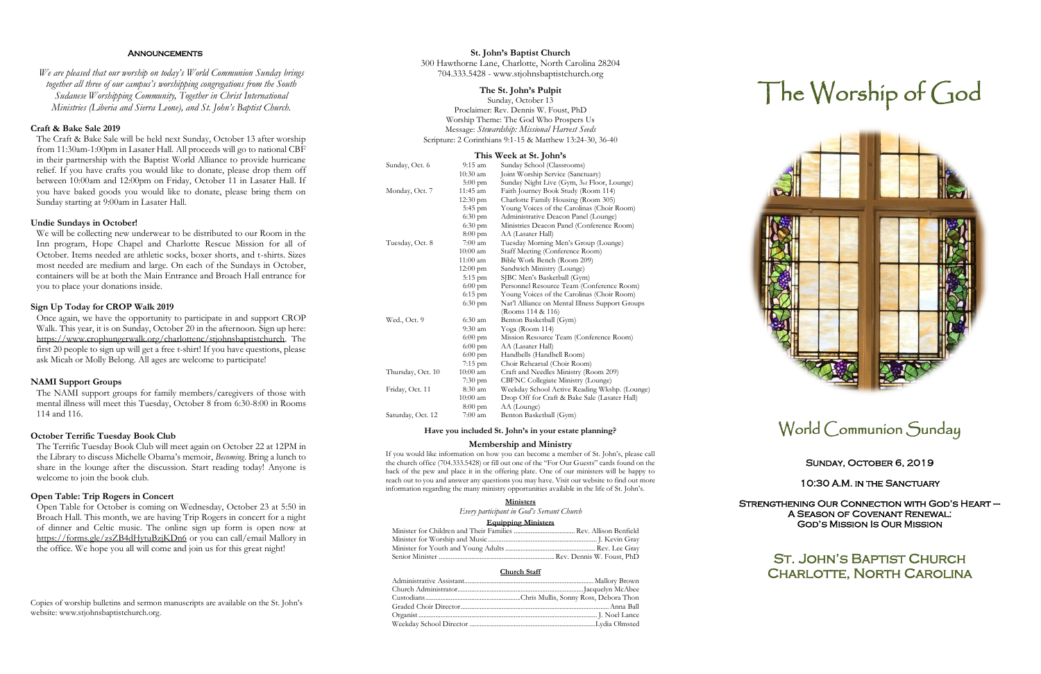## Announcements

*We are pleased that our worship on today's World Communion Sunday brings together all three of our campus's worshipping congregations from the South Sudanese Worshipping Community, Together in Christ International Ministries (Liberia and Sierra Leone), and St. John's Baptist Church.*

### Craft & Bake Sale 2019

The Craft & Bake Sale will be held next Sunday, October 13 after worship from 11:30am-1:00pm in Lasater Hall. All proceeds will go to national CBF in their partnership with the Baptist World Alliance to provide hurricane relief. If you have crafts you would like to donate, please drop them off between 10:00am and 12:00pm on Friday, October 11 in Lasater Hall. If you have baked goods you would like to donate, please bring them on Sunday starting at 9:00am in Lasater Hall.

### Undie Sundays in October!

We will be collecting new underwear to be distributed to our Room in the Inn program, Hope Chapel and Charlotte Rescue Mission for all of October. Items needed are athletic socks, boxer shorts, and t-shirts. Sizes most needed are medium and large. On each of the Sundays in October, containers will be at both the Main Entrance and Broach Hall entrance for you to place your donations inside.

### Sign Up Today for CROP Walk 2019

Once again, we have the opportunity to participate in and support CROP Walk. This year, it is on Sunday, October 20 in the afternoon. Sign up here: https://www.crophungerwalk.org/charlottenc/stjohnsbaptistchurch. The first 20 people to sign up will get a free t-shirt! If you have questions, please ask Micah or Molly Belong. All ages are welcome to participate!

### NAMI Support Groups

The NAMI support groups for family members/caregivers of those with mental illness will meet this Tuesday, October 8 from 6:30-8:00 in Rooms 114 and 116.

### October Terrific Tuesday Book Club

The Terrific Tuesday Book Club will meet again on October 22 at 12PM in the Library to discuss Michelle Obama's memoir, *Becoming*. Bring a lunch to share in the lounge after the discussion. Start reading today! Anyone is welcome to join the book club.

### Open Table: Trip Rogers in Concert

Open Table for October is coming on Wednesday, October 23 at 5:50 in Broach Hall. This month, we are having Trip Rogers in concert for a night of dinner and Celtic music. The online sign up form is open now at https://forms.gle/zsZB4dHytuBzjKDn6 or you can call/email Mallory in the office. We hope you all will come and join us for this great night!

Copies of worship bulletins and sermon manuscripts are available on the St. John's website: www.stjohnsbaptistchurch.org.

**St. John's Baptist Church**
300 Hawthorne Lane, Charlotte, North Carolina 28204
704.333.5428 - www.stjohnsbaptistchurch.org

**The St. John's Pulpit**
Sunday, October 13
Proclaimer: Rev. Dennis W. Foust, PhD
Worship Theme: The God Who Prospers Us
Message: *Stewardship: Missional Harvest Seeds*
Scripture: 2 Corinthians 9:1-15 & Matthew 13:24-30, 36-40

### This Week at St. John's

| | | |
|---|---|---|
| Sunday, Oct. 6 | 9:15 am | Sunday School (Classrooms) |
| | 10:30 am | Joint Worship Service (Sanctuary) |
| | 5:00 pm | Sunday Night Live (Gym, 3rd Floor, Lounge) |
| Monday, Oct. 7 | 11:45 am | Faith Journey Book Study (Room 114) |
| | 12:30 pm | Charlotte Family Housing (Room 305) |
| | 5:45 pm | Young Voices of the Carolinas (Choir Room) |
| | 6:30 pm | Administrative Deacon Panel (Lounge) |
| | 6:30 pm | Ministries Deacon Panel (Conference Room) |
| | 8:00 pm | AA (Lasater Hall) |
| Tuesday, Oct. 8 | 7:00 am | Tuesday Morning Men's Group (Lounge) |
| | 10:00 am | Staff Meeting (Conference Room) |
| | 11:00 am | Bible Work Bench (Room 209) |
| | 12:00 pm | Sandwich Ministry (Lounge) |
| | 5:15 pm | SJBC Men's Basketball (Gym) |
| | 6:00 pm | Personnel Resource Team (Conference Room) |
| | 6:15 pm | Young Voices of the Carolinas (Choir Room) |
| | 6:30 pm | Nat'l Alliance on Mental Illness Support Groups (Rooms 114 & 116) |
| Wed., Oct. 9 | 6:30 am | Benton Basketball (Gym) |
| | 9:30 am | Yoga (Room 114) |
| | 6:00 pm | Mission Resource Team (Conference Room) |
| | 6:00 pm | AA (Lasater Hall) |
| | 6:00 pm | Handbells (Handbell Room) |
| | 7:15 pm | Choir Rehearsal (Choir Room) |
| Thursday, Oct. 10 | 10:00 am | Craft and Needles Ministry (Room 209) |
| | 7:30 pm | CBFNC Collegiate Ministry (Lounge) |
| Friday, Oct. 11 | 8:30 am | Weekday School Active Reading Wkshp. (Lounge) |
| | 10:00 am | Drop Off for Craft & Bake Sale (Lasater Hall) |
| | 8:00 pm | AA (Lounge) |
| Saturday, Oct. 12 | 7:00 am | Benton Basketball (Gym) |

**Have you included St. John's in your estate planning?**

**Membership and Ministry**

If you would like information on how you can become a member of St. John's, please call the church office (704.333.5428) or fill out one of the "For Our Guests" cards found on the back of the pew and place it in the offering plate. One of our ministers will be happy to reach out to you and answer any questions you may have. Visit our website to find out more information regarding the many ministry opportunities available in the life of St. John's.

**Ministers**
*Every participant in God's Servant Church*

**Equipping Ministers**

| | |
|---|---|
| Minister for Children and Their Families | Rev. Allison Benfield |
| Minister for Worship and Music | J. Kevin Gray |
| Minister for Youth and Young Adults | Rev. Lee Gray |
| Senior Minister | Rev. Dennis W. Foust, PhD |

**Church Staff**

| | |
|---|---|
| Administrative Assistant | Mallory Brown |
| Church Administrator | Jacquelyn McAbee |
| Custodians | Chris Mullis, Sonny Ross, Debora Thon |
| Graded Choir Director | Anna Ball |
| Organist | J. Noel Lance |
| Weekday School Director | Lydia Olmsted |

# The Worship of God

## World Communion Sunday

Sunday, October 6, 2019

10:30 A.M. in the Sanctuary

Strengthening Our Connection with God's Heart –
A Season of Covenant Renewal:
God's Mission Is Our Mission

## St. John's Baptist Church
## Charlotte, North Carolina